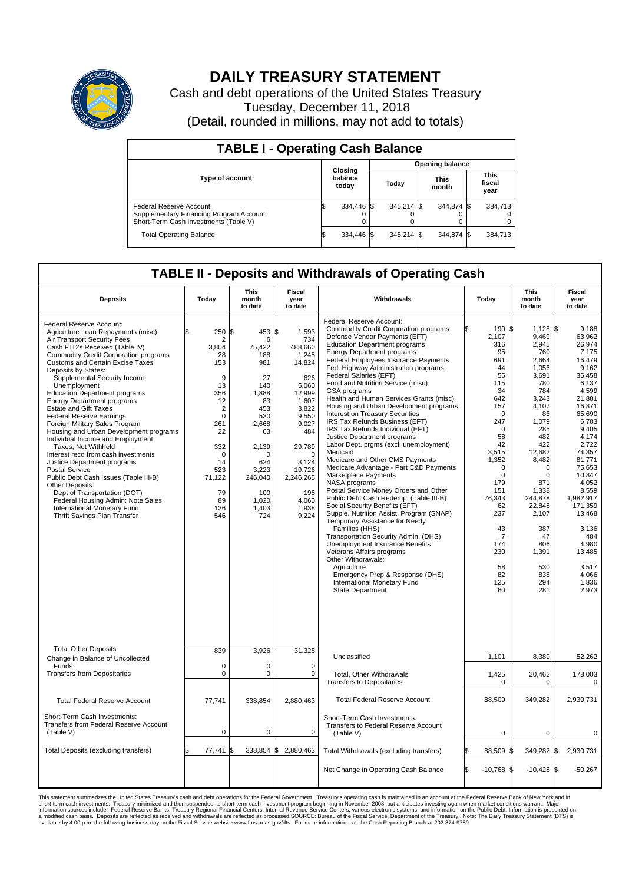# DAILY TREASURY STATEMENT

Cash and debt operations of the United States Treasury
Tuesday, December 11, 2018
(Detail, rounded in millions, may not add to totals)

## TABLE I - Operating Cash Balance

| Type of account | Closing balance today | Opening balance Today | Opening balance This month | Opening balance This fiscal year |
|---|---|---|---|---|
| Federal Reserve Account | $ 334,446 | $ 345,214 | $ 344,874 | $ 384,713 |
| Supplementary Financing Program Account | 0 | 0 | 0 | 0 |
| Short-Term Cash Investments (Table V) | 0 | 0 | 0 | 0 |
| Total Operating Balance | $ 334,446 | $ 345,214 | $ 344,874 | $ 384,713 |

## TABLE II - Deposits and Withdrawals of Operating Cash

| Deposits | Today | This month to date | Fiscal year to date |
|---|---|---|---|
| Federal Reserve Account: | | | |
| Agriculture Loan Repayments (misc) | $ 250 | $ 453 | $ 1,593 |
| Air Transport Security Fees | 2 | 6 | 734 |
| Cash FTD's Received (Table IV) | 3,804 | 75,422 | 488,660 |
| Commodity Credit Corporation programs | 28 | 188 | 1,245 |
| Customs and Certain Excise Taxes | 153 | 981 | 14,824 |
| Deposits by States: | | | |
| Supplemental Security Income | 9 | 27 | 626 |
| Unemployment | 13 | 140 | 5,060 |
| Education Department programs | 356 | 1,888 | 12,999 |
| Energy Department programs | 12 | 83 | 1,607 |
| Estate and Gift Taxes | 2 | 453 | 3,822 |
| Federal Reserve Earnings | 0 | 530 | 9,550 |
| Foreign Military Sales Program | 261 | 2,668 | 9,027 |
| Housing and Urban Development programs | 22 | 63 | 484 |
| Individual Income and Employment Taxes, Not Withheld | 332 | 2,139 | 29,789 |
| Interest recd from cash investments | 0 | 0 | 0 |
| Justice Department programs | 14 | 624 | 3,124 |
| Postal Service | 523 | 3,223 | 19,726 |
| Public Debt Cash Issues (Table III-B) | 71,122 | 246,040 | 2,246,265 |
| Other Deposits: | | | |
| Dept of Transportation (DOT) | 79 | 100 | 198 |
| Federal Housing Admin: Note Sales | 89 | 1,020 | 4,060 |
| International Monetary Fund | 126 | 1,403 | 1,938 |
| Thrift Savings Plan Transfer | 546 | 724 | 9,224 |
| Total Other Deposits | 839 | 3,926 | 31,328 |
| Change in Balance of Uncollected Funds | 0 | 0 | 0 |
| Transfers from Depositaries | 0 | 0 | 0 |
| Total Federal Reserve Account | 77,741 | 338,854 | 2,880,463 |
| Short-Term Cash Investments: Transfers from Federal Reserve Account (Table V) | 0 | 0 | 0 |
| Total Deposits (excluding transfers) | $ 77,741 | $ 338,854 | $ 2,880,463 |

| Withdrawals | Today | This month to date | Fiscal year to date |
|---|---|---|---|
| Federal Reserve Account: | | | |
| Commodity Credit Corporation programs | $ 190 | $ 1,128 | $ 9,188 |
| Defense Vendor Payments (EFT) | 2,107 | 9,469 | 63,962 |
| Education Department programs | 316 | 2,945 | 26,974 |
| Energy Department programs | 95 | 760 | 7,175 |
| Federal Employees Insurance Payments | 691 | 2,664 | 16,479 |
| Fed. Highway Administration programs | 44 | 1,056 | 9,162 |
| Federal Salaries (EFT) | 55 | 3,691 | 36,458 |
| Food and Nutrition Service (misc) | 115 | 780 | 6,137 |
| GSA programs | 34 | 784 | 4,599 |
| Health and Human Services Grants (misc) | 642 | 3,243 | 21,881 |
| Housing and Urban Development programs | 157 | 4,107 | 16,871 |
| Interest on Treasury Securities | 0 | 86 | 65,690 |
| IRS Tax Refunds Business (EFT) | 247 | 1,079 | 6,783 |
| IRS Tax Refunds Individual (EFT) | 0 | 285 | 9,405 |
| Justice Department programs | 58 | 482 | 4,174 |
| Labor Dept. prgms (excl. unemployment) | 42 | 422 | 2,722 |
| Medicaid | 3,515 | 12,682 | 74,357 |
| Medicare and Other CMS Payments | 1,352 | 8,482 | 81,771 |
| Medicare Advantage - Part C&D Payments | 0 | 0 | 75,653 |
| Marketplace Payments | 0 | 0 | 10,847 |
| NASA programs | 179 | 871 | 4,052 |
| Postal Service Money Orders and Other | 151 | 1,338 | 8,559 |
| Public Debt Cash Redemp. (Table III-B) | 76,343 | 244,878 | 1,982,917 |
| Social Security Benefits (EFT) | 62 | 22,848 | 171,359 |
| Supple. Nutrition Assist. Program (SNAP) | 237 | 2,107 | 13,468 |
| Temporary Assistance for Needy Families (HHS) | 43 | 387 | 3,136 |
| Transportation Security Admin. (DHS) | 7 | 47 | 484 |
| Unemployment Insurance Benefits | 174 | 806 | 4,980 |
| Veterans Affairs programs | 230 | 1,391 | 13,485 |
| Other Withdrawals: | | | |
| Agriculture | 58 | 530 | 3,517 |
| Emergency Prep & Response (DHS) | 82 | 838 | 4,066 |
| International Monetary Fund | 125 | 294 | 1,836 |
| State Department | 60 | 281 | 2,973 |
| Unclassified | 1,101 | 8,389 | 52,262 |
| Total, Other Withdrawals | 1,425 | 20,462 | 178,003 |
| Transfers to Depositaries | 0 | 0 | 0 |
| Total Federal Reserve Account | 88,509 | 349,282 | 2,930,731 |
| Short-Term Cash Investments: Transfers to Federal Reserve Account (Table V) | 0 | 0 | 0 |
| Total Withdrawals (excluding transfers) | $ 88,509 | $ 349,282 | $ 2,930,731 |
| Net Change in Operating Cash Balance | $ -10,768 | $ -10,428 | $ -50,267 |

This statement summarizes the United States Treasury's cash and debt operations for the Federal Government. Treasury's operating cash is maintained in an account at the Federal Reserve Bank of New York and in short-term cash investments. Treasury minimized and then suspended its short-term cash investment program beginning in November 2008, but anticipates investing again when market conditions warrant. Major information sources include: Federal Reserve Banks, Treasury Regional Financial Centers, Internal Revenue Service Centers, various electronic systems, and information on the Public Debt. Information is presented on a modified cash basis. Deposits are reflected as received and withdrawals are reflected as processed.SOURCE: Bureau of the Fiscal Service, Department of the Treasury. Note: The Daily Treasury Statement (DTS) is available by 4:00 p.m. the following business day on the Fiscal Service website www.fms.treas.gov/dts. For more information, call the Cash Reporting Branch at 202-874-9789.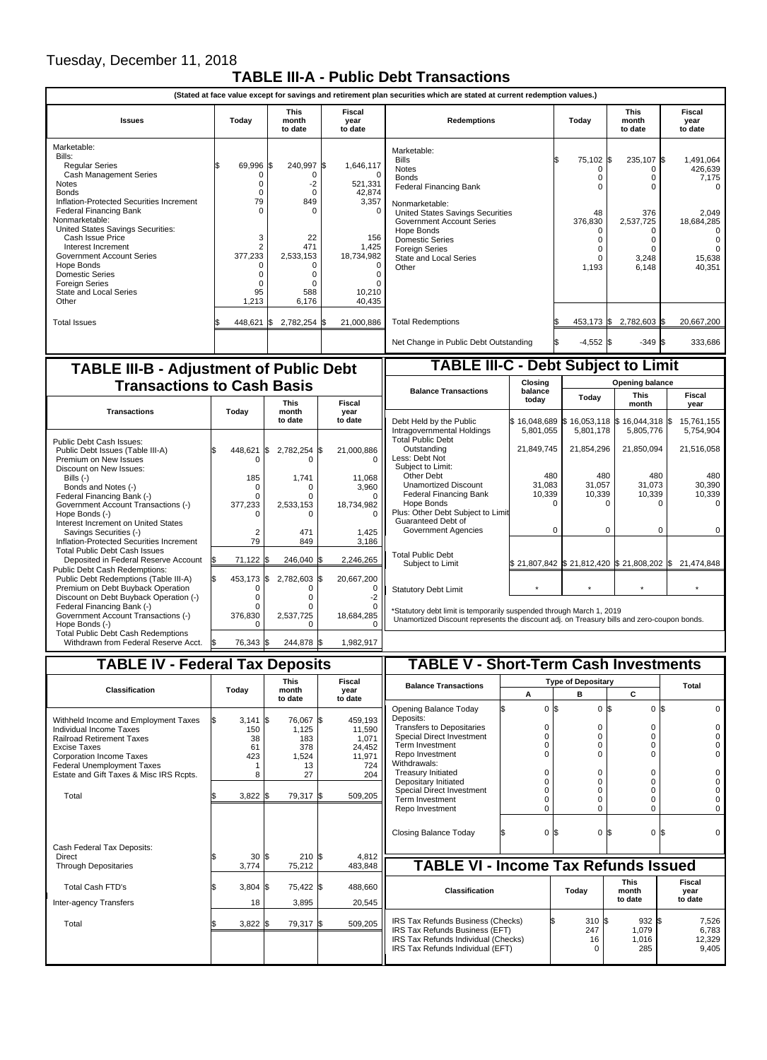Tuesday, December 11, 2018

# TABLE III-A - Public Debt Transactions

(Stated at face value except for savings and retirement plan securities which are stated at current redemption values.)

| Issues | Today | This month to date | Fiscal year to date |
|---|---|---|---|
| Marketable: | | | |
| Bills: | | | |
| Regular Series | $ 69,996 | $ 240,997 | $ 1,646,117 |
| Cash Management Series | 0 | 0 | 0 |
| Notes | 0 | -2 | 521,331 |
| Bonds | 0 | 0 | 42,874 |
| Inflation-Protected Securities Increment | 79 | 849 | 3,357 |
| Federal Financing Bank | 0 | 0 | 0 |
| Nonmarketable: | | | |
| United States Savings Securities: | | | |
| Cash Issue Price | 3 | 22 | 156 |
| Interest Increment | 2 | 471 | 1,425 |
| Government Account Series | 377,233 | 2,533,153 | 18,734,982 |
| Hope Bonds | 0 | 0 | 0 |
| Domestic Series | 0 | 0 | 0 |
| Foreign Series | 0 | 0 | 0 |
| State and Local Series | 95 | 588 | 10,210 |
| Other | 1,213 | 6,176 | 40,435 |
| Total Issues | $ 448,621 | $ 2,782,254 | $ 21,000,886 |

| Redemptions | Today | This month to date | Fiscal year to date |
|---|---|---|---|
| Marketable: | | | |
| Bills | $ 75,102 | $ 235,107 | $ 1,491,064 |
| Notes | 0 | 0 | 426,639 |
| Bonds | 0 | 0 | 7,175 |
| Federal Financing Bank | 0 | 0 | 0 |
| Nonmarketable: | | | |
| United States Savings Securities | 48 | 376 | 2,049 |
| Government Account Series | 376,830 | 2,537,725 | 18,684,285 |
| Hope Bonds | 0 | 0 | 0 |
| Domestic Series | 0 | 0 | 0 |
| Foreign Series | 0 | 0 | 0 |
| State and Local Series | 0 | 3,248 | 15,638 |
| Other | 1,193 | 6,148 | 40,351 |
| Total Redemptions | $ 453,173 | $ 2,782,603 | $ 20,667,200 |
| Net Change in Public Debt Outstanding | $ -4,552 | $ -349 | $ 333,686 |

# TABLE III-B - Adjustment of Public Debt Transactions to Cash Basis

| Transactions | Today | This month to date | Fiscal year to date |
|---|---|---|---|
| Public Debt Cash Issues: | | | |
| Public Debt Issues (Table III-A) | $ 448,621 | $ 2,782,254 | $ 21,000,886 |
| Premium on New Issues | 0 | 0 | 0 |
| Discount on New Issues: | | | |
| Bills (-) | 185 | 1,741 | 11,068 |
| Bonds and Notes (-) | 0 | 0 | 3,960 |
| Federal Financing Bank (-) | 0 | 0 | 0 |
| Government Account Transactions (-) | 377,233 | 2,533,153 | 18,734,982 |
| Hope Bonds (-) | 0 | 0 | 0 |
| Interest Increment on United States Savings Securities (-) | 2 | 471 | 1,425 |
| Inflation-Protected Securities Increment | 79 | 849 | 3,186 |
| Total Public Debt Cash Issues Deposited in Federal Reserve Account | $ 71,122 | $ 246,040 | $ 2,246,265 |
| Public Debt Cash Redemptions: | | | |
| Public Debt Redemptions (Table III-A) | $ 453,173 | $ 2,782,603 | $ 20,667,200 |
| Premium on Debt Buyback Operation | 0 | 0 | 0 |
| Discount on Debt Buyback Operation (-) | 0 | 0 | -2 |
| Federal Financing Bank (-) | 0 | 0 | 0 |
| Government Account Transactions (-) | 376,830 | 2,537,725 | 18,684,285 |
| Hope Bonds (-) | 0 | 0 | 0 |
| Total Public Debt Cash Redemptions Withdrawn from Federal Reserve Acct. | $ 76,343 | $ 244,878 | $ 1,982,917 |

# TABLE III-C - Debt Subject to Limit

| Balance Transactions | Closing balance today | Opening balance Today | Opening balance This month | Opening balance Fiscal year |
|---|---|---|---|---|
| Debt Held by the Public | $ 16,048,689 | $ 16,053,118 | $ 16,044,318 | $ 15,761,155 |
| Intragovernmental Holdings | 5,801,055 | 5,801,178 | 5,805,776 | 5,754,904 |
| Total Public Debt Outstanding | 21,849,745 | 21,854,296 | 21,850,094 | 21,516,058 |
| Less: Debt Not Subject to Limit: | | | | |
| Other Debt | 480 | 480 | 480 | 480 |
| Unamortized Discount | 31,083 | 31,057 | 31,073 | 30,390 |
| Federal Financing Bank | 10,339 | 10,339 | 10,339 | 10,339 |
| Hope Bonds | 0 | 0 | 0 | 0 |
| Plus: Other Debt Subject to Limit | | | | |
| Guaranteed Debt of Government Agencies | 0 | 0 | 0 | 0 |
| Total Public Debt Subject to Limit | $ 21,807,842 | $ 21,812,420 | $ 21,808,202 | $ 21,474,848 |
| Statutory Debt Limit | * | * | * | * |

*Statutory debt limit is temporarily suspended through March 1, 2019
Unamortized Discount represents the discount adj. on Treasury bills and zero-coupon bonds.

# TABLE IV - Federal Tax Deposits

| Classification | Today | This month to date | Fiscal year to date |
|---|---|---|---|
| Withheld Income and Employment Taxes | $ 3,141 | $ 76,067 | $ 459,193 |
| Individual Income Taxes | 150 | 1,125 | 11,590 |
| Railroad Retirement Taxes | 38 | 183 | 1,071 |
| Excise Taxes | 61 | 378 | 24,452 |
| Corporation Income Taxes | 423 | 1,524 | 11,971 |
| Federal Unemployment Taxes | 1 | 13 | 724 |
| Estate and Gift Taxes & Misc IRS Rcpts. | 8 | 27 | 204 |
| Total | $ 3,822 | $ 79,317 | $ 509,205 |
| Cash Federal Tax Deposits: | | | |
| Direct | $ 30 | $ 210 | $ 4,812 |
| Through Depositaries | 3,774 | 75,212 | 483,848 |
| Total Cash FTD's | $ 3,804 | $ 75,422 | $ 488,660 |
| Inter-agency Transfers | 18 | 3,895 | 20,545 |
| Total | $ 3,822 | $ 79,317 | $ 509,205 |

# TABLE V - Short-Term Cash Investments

| Balance Transactions | Type of Depositary A | Type of Depositary B | Type of Depositary C | Total |
|---|---|---|---|---|
| Opening Balance Today | $ 0 | $ 0 | $ 0 | $ 0 |
| Deposits: | | | | |
| Transfers to Depositaries | 0 | 0 | 0 | 0 |
| Special Direct Investment | 0 | 0 | 0 | 0 |
| Term Investment | 0 | 0 | 0 | 0 |
| Repo Investment | 0 | 0 | 0 | 0 |
| Withdrawals: | | | | |
| Treasury Initiated | 0 | 0 | 0 | 0 |
| Depositary Initiated | 0 | 0 | 0 | 0 |
| Special Direct Investment | 0 | 0 | 0 | 0 |
| Term Investment | 0 | 0 | 0 | 0 |
| Repo Investment | 0 | 0 | 0 | 0 |
| Closing Balance Today | $ 0 | $ 0 | $ 0 | $ 0 |

# TABLE VI - Income Tax Refunds Issued

| Classification | Today | This month to date | Fiscal year to date |
|---|---|---|---|
| IRS Tax Refunds Business (Checks) | $ 310 | $ 932 | $ 7,526 |
| IRS Tax Refunds Business (EFT) | 247 | 1,079 | 6,783 |
| IRS Tax Refunds Individual (Checks) | 16 | 1,016 | 12,329 |
| IRS Tax Refunds Individual (EFT) | 0 | 285 | 9,405 |